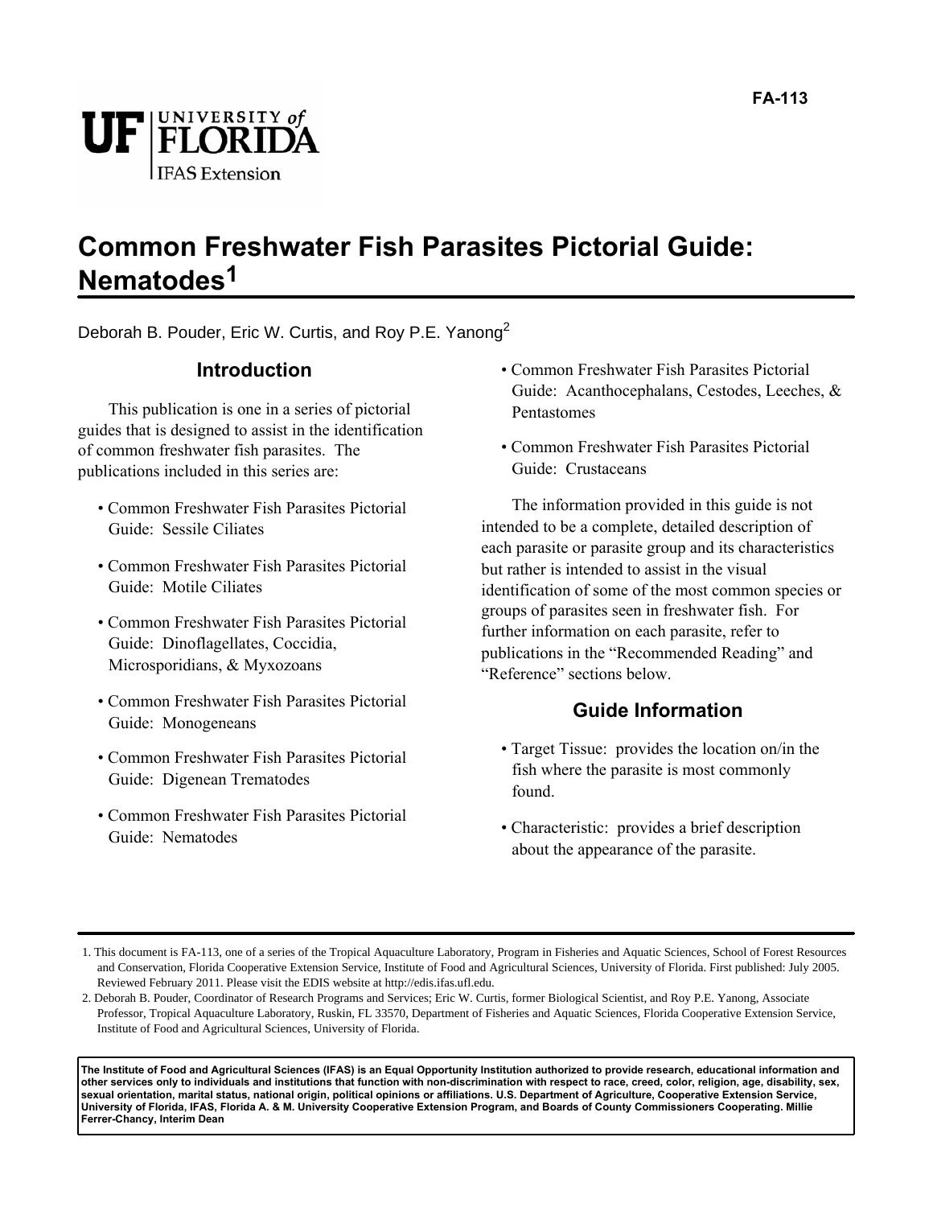FA-113

# Common Freshwater Fish Parasites Pictorial Guide: Nematodes[1]

Deborah B. Pouder, Eric W. Curtis, and Roy P.E. Yanong[2]

## Introduction

This publication is one in a series of pictorial guides that is designed to assist in the identification of common freshwater fish parasites. The publications included in this series are:

- Common Freshwater Fish Parasites Pictorial Guide: Sessile Ciliates
- Common Freshwater Fish Parasites Pictorial Guide: Motile Ciliates
- Common Freshwater Fish Parasites Pictorial Guide: Dinoflagellates, Coccidia, Microsporidians, & Myxozoans
- Common Freshwater Fish Parasites Pictorial Guide: Monogeneans
- Common Freshwater Fish Parasites Pictorial Guide: Digenean Trematodes
- Common Freshwater Fish Parasites Pictorial Guide: Nematodes
- Common Freshwater Fish Parasites Pictorial Guide: Acanthocephalans, Cestodes, Leeches, & Pentastomes
- Common Freshwater Fish Parasites Pictorial Guide: Crustaceans

The information provided in this guide is not intended to be a complete, detailed description of each parasite or parasite group and its characteristics but rather is intended to assist in the visual identification of some of the most common species or groups of parasites seen in freshwater fish. For further information on each parasite, refer to publications in the "Recommended Reading" and "Reference" sections below.

## Guide Information

- Target Tissue: provides the location on/in the fish where the parasite is most commonly found.
- Characteristic: provides a brief description about the appearance of the parasite.

1. This document is FA-113, one of a series of the Tropical Aquaculture Laboratory, Program in Fisheries and Aquatic Sciences, School of Forest Resources and Conservation, Florida Cooperative Extension Service, Institute of Food and Agricultural Sciences, University of Florida. First published: July 2005. Reviewed February 2011. Please visit the EDIS website at http://edis.ifas.ufl.edu.

2. Deborah B. Pouder, Coordinator of Research Programs and Services; Eric W. Curtis, former Biological Scientist, and Roy P.E. Yanong, Associate Professor, Tropical Aquaculture Laboratory, Ruskin, FL 33570, Department of Fisheries and Aquatic Sciences, Florida Cooperative Extension Service, Institute of Food and Agricultural Sciences, University of Florida.

**The Institute of Food and Agricultural Sciences (IFAS) is an Equal Opportunity Institution authorized to provide research, educational information and other services only to individuals and institutions that function with non-discrimination with respect to race, creed, color, religion, age, disability, sex, sexual orientation, marital status, national origin, political opinions or affiliations. U.S. Department of Agriculture, Cooperative Extension Service, University of Florida, IFAS, Florida A. & M. University Cooperative Extension Program, and Boards of County Commissioners Cooperating. Millie Ferrer-Chancy, Interim Dean**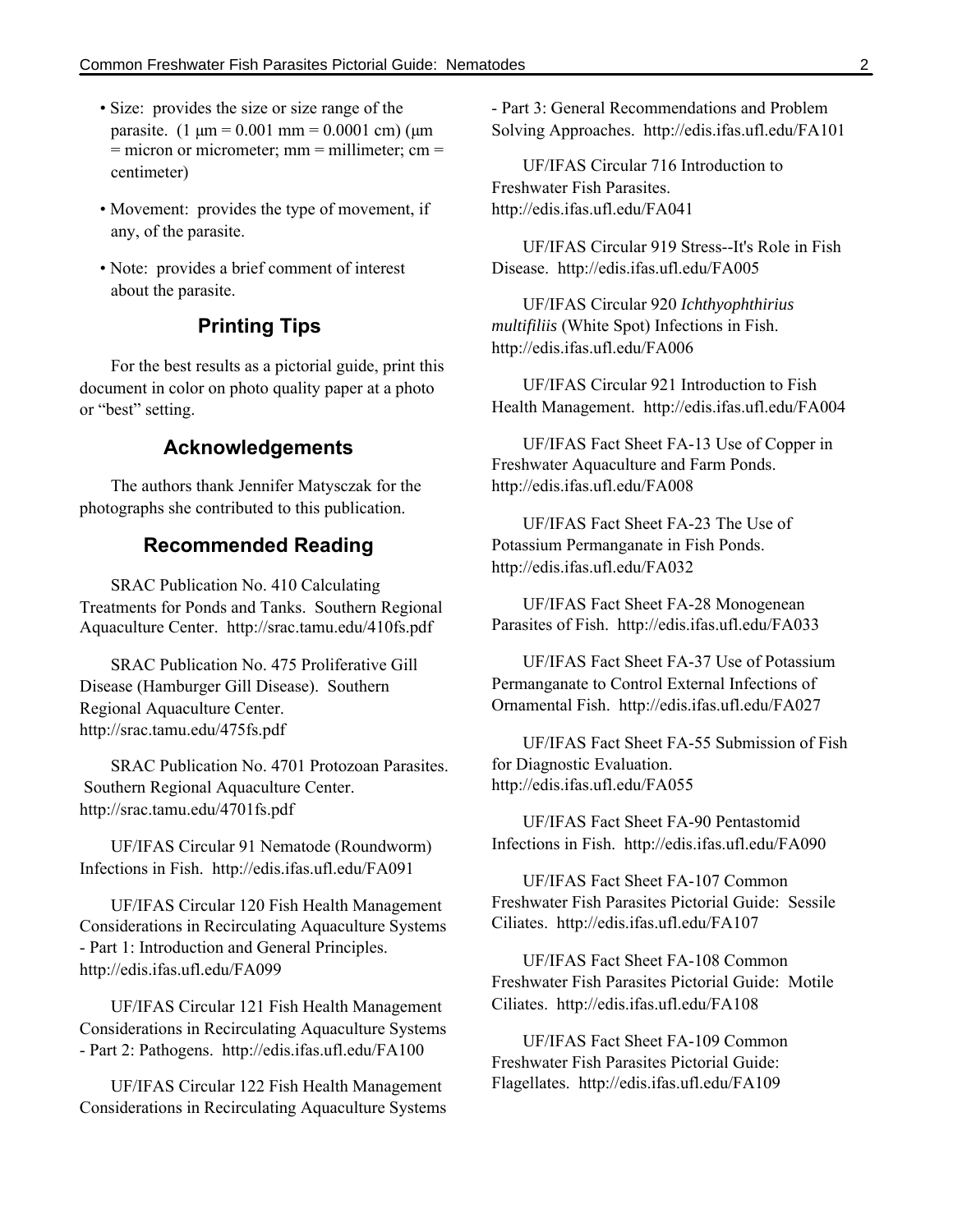- Size: provides the size or size range of the parasite. (1 µm = 0.001 mm = 0.0001 cm) (µm = micron or micrometer; mm = millimeter; cm = centimeter)
- Movement: provides the type of movement, if any, of the parasite.
- Note: provides a brief comment of interest about the parasite.

## Printing Tips

For the best results as a pictorial guide, print this document in color on photo quality paper at a photo or "best" setting.

## Acknowledgements

The authors thank Jennifer Matysczak for the photographs she contributed to this publication.

## Recommended Reading

SRAC Publication No. 410 Calculating Treatments for Ponds and Tanks. Southern Regional Aquaculture Center. http://srac.tamu.edu/410fs.pdf

SRAC Publication No. 475 Proliferative Gill Disease (Hamburger Gill Disease). Southern Regional Aquaculture Center. http://srac.tamu.edu/475fs.pdf

SRAC Publication No. 4701 Protozoan Parasites. Southern Regional Aquaculture Center. http://srac.tamu.edu/4701fs.pdf

UF/IFAS Circular 91 Nematode (Roundworm) Infections in Fish. http://edis.ifas.ufl.edu/FA091

UF/IFAS Circular 120 Fish Health Management Considerations in Recirculating Aquaculture Systems - Part 1: Introduction and General Principles. http://edis.ifas.ufl.edu/FA099

UF/IFAS Circular 121 Fish Health Management Considerations in Recirculating Aquaculture Systems - Part 2: Pathogens. http://edis.ifas.ufl.edu/FA100

UF/IFAS Circular 122 Fish Health Management Considerations in Recirculating Aquaculture Systems - Part 3: General Recommendations and Problem Solving Approaches. http://edis.ifas.ufl.edu/FA101

UF/IFAS Circular 716 Introduction to Freshwater Fish Parasites. http://edis.ifas.ufl.edu/FA041

UF/IFAS Circular 919 Stress--It's Role in Fish Disease. http://edis.ifas.ufl.edu/FA005

UF/IFAS Circular 920 *Ichthyophthirius multifiliis* (White Spot) Infections in Fish. http://edis.ifas.ufl.edu/FA006

UF/IFAS Circular 921 Introduction to Fish Health Management. http://edis.ifas.ufl.edu/FA004

UF/IFAS Fact Sheet FA-13 Use of Copper in Freshwater Aquaculture and Farm Ponds. http://edis.ifas.ufl.edu/FA008

UF/IFAS Fact Sheet FA-23 The Use of Potassium Permanganate in Fish Ponds. http://edis.ifas.ufl.edu/FA032

UF/IFAS Fact Sheet FA-28 Monogenean Parasites of Fish. http://edis.ifas.ufl.edu/FA033

UF/IFAS Fact Sheet FA-37 Use of Potassium Permanganate to Control External Infections of Ornamental Fish. http://edis.ifas.ufl.edu/FA027

UF/IFAS Fact Sheet FA-55 Submission of Fish for Diagnostic Evaluation. http://edis.ifas.ufl.edu/FA055

UF/IFAS Fact Sheet FA-90 Pentastomid Infections in Fish. http://edis.ifas.ufl.edu/FA090

UF/IFAS Fact Sheet FA-107 Common Freshwater Fish Parasites Pictorial Guide: Sessile Ciliates. http://edis.ifas.ufl.edu/FA107

UF/IFAS Fact Sheet FA-108 Common Freshwater Fish Parasites Pictorial Guide: Motile Ciliates. http://edis.ifas.ufl.edu/FA108

UF/IFAS Fact Sheet FA-109 Common Freshwater Fish Parasites Pictorial Guide: Flagellates. http://edis.ifas.ufl.edu/FA109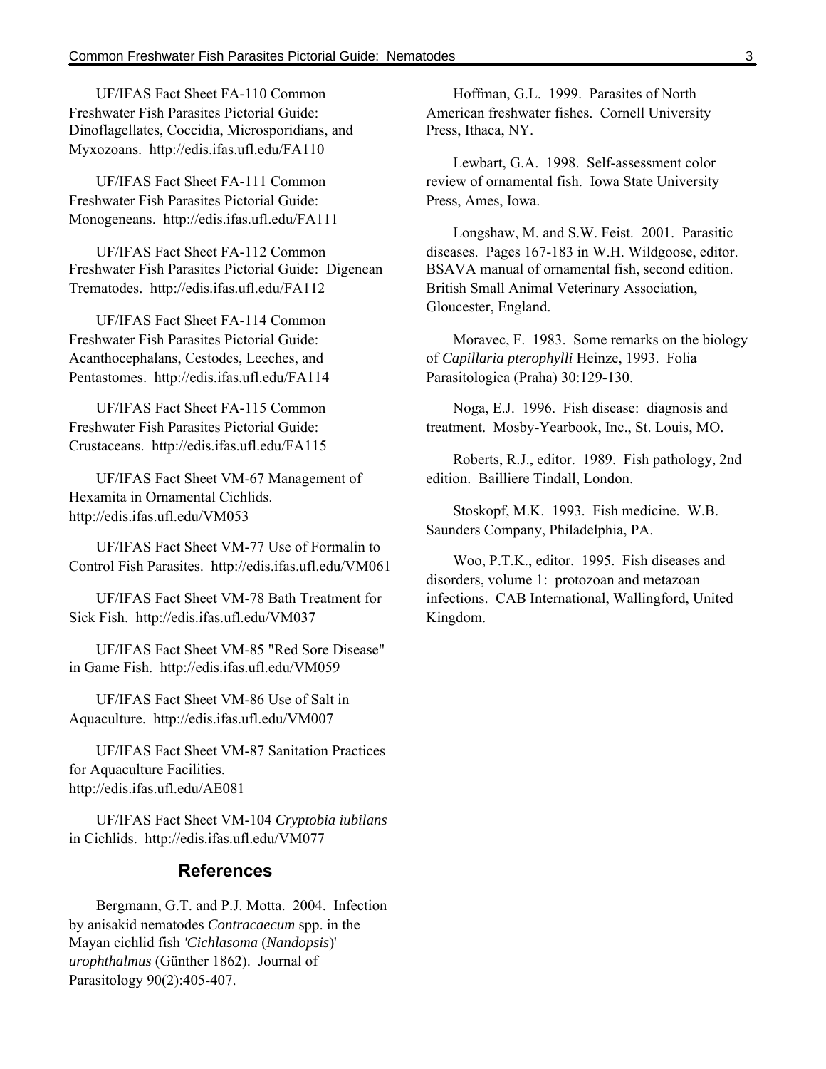UF/IFAS Fact Sheet FA-110 Common Freshwater Fish Parasites Pictorial Guide: Dinoflagellates, Coccidia, Microsporidians, and Myxozoans. http://edis.ifas.ufl.edu/FA110

UF/IFAS Fact Sheet FA-111 Common Freshwater Fish Parasites Pictorial Guide: Monogeneans. http://edis.ifas.ufl.edu/FA111

UF/IFAS Fact Sheet FA-112 Common Freshwater Fish Parasites Pictorial Guide: Digenean Trematodes. http://edis.ifas.ufl.edu/FA112

UF/IFAS Fact Sheet FA-114 Common Freshwater Fish Parasites Pictorial Guide: Acanthocephalans, Cestodes, Leeches, and Pentastomes. http://edis.ifas.ufl.edu/FA114

UF/IFAS Fact Sheet FA-115 Common Freshwater Fish Parasites Pictorial Guide: Crustaceans. http://edis.ifas.ufl.edu/FA115

UF/IFAS Fact Sheet VM-67 Management of Hexamita in Ornamental Cichlids. http://edis.ifas.ufl.edu/VM053

UF/IFAS Fact Sheet VM-77 Use of Formalin to Control Fish Parasites. http://edis.ifas.ufl.edu/VM061

UF/IFAS Fact Sheet VM-78 Bath Treatment for Sick Fish. http://edis.ifas.ufl.edu/VM037

UF/IFAS Fact Sheet VM-85 "Red Sore Disease" in Game Fish. http://edis.ifas.ufl.edu/VM059

UF/IFAS Fact Sheet VM-86 Use of Salt in Aquaculture. http://edis.ifas.ufl.edu/VM007

UF/IFAS Fact Sheet VM-87 Sanitation Practices for Aquaculture Facilities. http://edis.ifas.ufl.edu/AE081

UF/IFAS Fact Sheet VM-104 *Cryptobia iubilans* in Cichlids. http://edis.ifas.ufl.edu/VM077

## References

Bergmann, G.T. and P.J. Motta. 2004. Infection by anisakid nematodes *Contracaecum* spp. in the Mayan cichlid fish *'Cichlasoma* (*Nandopsis*)' *urophthalmus* (Günther 1862). Journal of Parasitology 90(2):405-407.

Hoffman, G.L. 1999. Parasites of North American freshwater fishes. Cornell University Press, Ithaca, NY.

Lewbart, G.A. 1998. Self-assessment color review of ornamental fish. Iowa State University Press, Ames, Iowa.

Longshaw, M. and S.W. Feist. 2001. Parasitic diseases. Pages 167-183 in W.H. Wildgoose, editor. BSAVA manual of ornamental fish, second edition. British Small Animal Veterinary Association, Gloucester, England.

Moravec, F. 1983. Some remarks on the biology of *Capillaria pterophylli* Heinze, 1993. Folia Parasitologica (Praha) 30:129-130.

Noga, E.J. 1996. Fish disease: diagnosis and treatment. Mosby-Yearbook, Inc., St. Louis, MO.

Roberts, R.J., editor. 1989. Fish pathology, 2nd edition. Bailliere Tindall, London.

Stoskopf, M.K. 1993. Fish medicine. W.B. Saunders Company, Philadelphia, PA.

Woo, P.T.K., editor. 1995. Fish diseases and disorders, volume 1: protozoan and metazoan infections. CAB International, Wallingford, United Kingdom.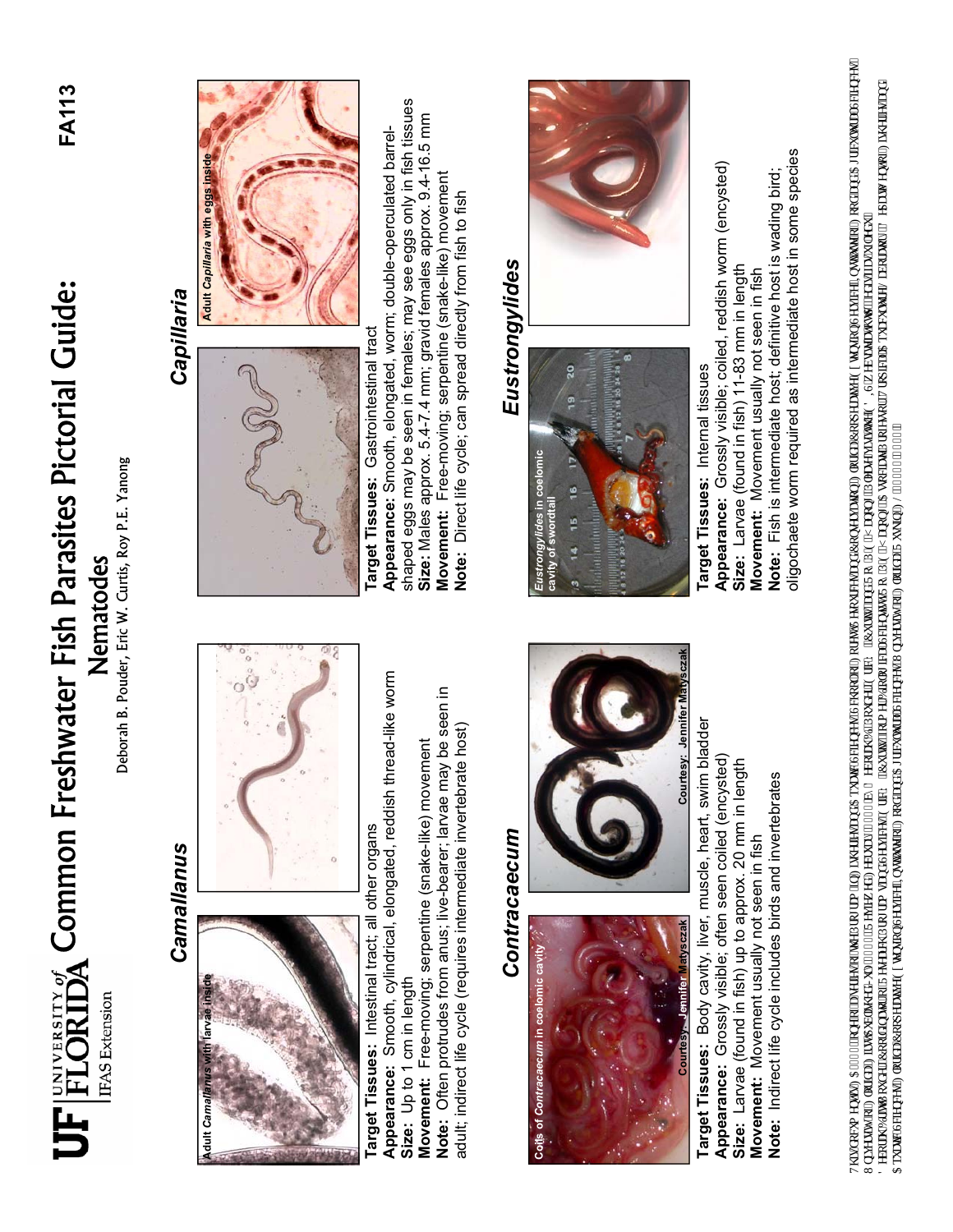# Common Freshwater Fish Parasites Pictorial Guide:

## Nematodes

Deborah B. Pouder, Eric W. Curtis, Roy P.E. Yanong

FA113

### *Camallanus*

Adult *Camallanus* with larvae inside

**Target Tissues:** Intestinal tract; all other organs

**Appearance:** Smooth, cylindrical, elongated, reddish thread-like worm

**Size:** Up to 1 cm in length

**Movement:** Free-moving; serpentine (snake-like) movement

**Note:** Often protrudes from anus; live-bearer; larvae may be seen in adult; indirect life cycle (requires intermediate invertebrate host)

### *Capillaria*

Adult *Capillaria* with eggs inside

**Target Tissues:** Gastrointestinal tract

**Appearance:** Smooth, elongated, worm; double-operculated barrel-shaped eggs may be seen in females; may see eggs only in fish tissues

**Size:** Males approx. 5.4-7.4 mm; gravid females approx. 9.4-16.5 mm

**Movement:** Free-moving; serpentine (snake-like) movement

**Note:** Direct life cycle; can spread directly from fish to fish

### *Contracaecum*

Coils of *Contracaecum* in coelomic cavity

Courtesy: Jennifer Matysczak

Courtesy: Jennifer Matysczak

**Target Tissues:** Body cavity, liver, muscle, heart, swim bladder

**Appearance:** Grossly visible; often seen coiled (encysted)

**Size:** Larvae (found in fish) up to approx. 20 mm in length

**Movement:** Movement usually not seen in fish

**Note:** Indirect life cycle includes birds and invertebrates

### *Eustrongylides*

*Eustrongylides* in coelomic cavity of swordtail

**Target Tissues:** Internal tissues

**Appearance:** Grossly visible; coiled, reddish worm (encysted)

**Size:** Larvae (found in fish) 11-83 mm in length

**Movement:** Movement usually not seen in fish

**Note:** Fish is intermediate host; definitive host is wading bird; oligochaete worm required as intermediate host in some species